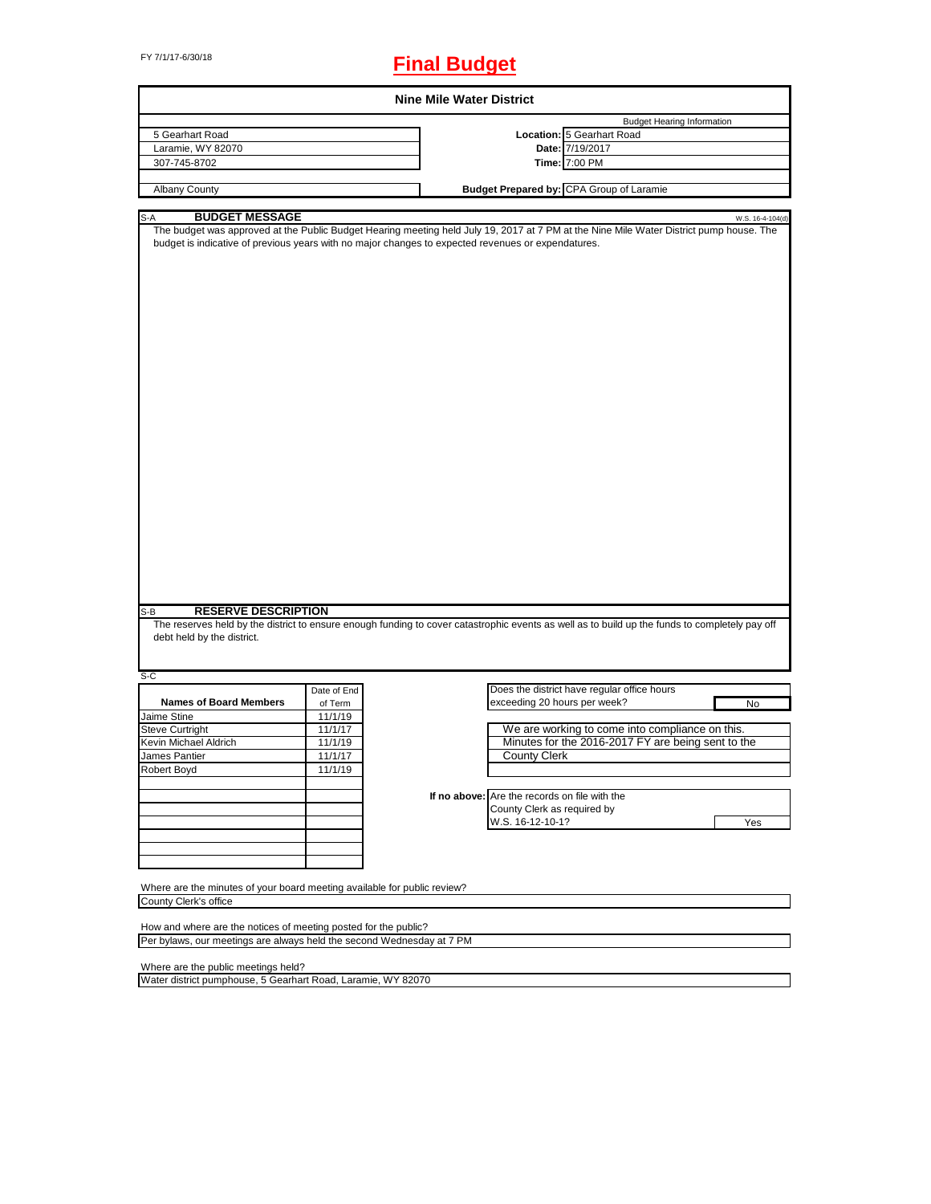FY 7/1/17-6/30/18

# Final Budget

## Nine Mile Water District

| | | |
|---|---|---|
| 5 Gearhart Road | | Budget Hearing Information |
| Laramie, WY 82070 | **Location:** | 5 Gearhart Road |
| 307-745-8702 | **Date:** | 7/19/2017 |
| | **Time:** | 7:00 PM |
| Albany County | **Budget Prepared by:** | CPA Group of Laramie |

### S-A BUDGET MESSAGE

W.S. 16-4-104(d)

The budget was approved at the Public Budget Hearing meeting held July 19, 2017 at 7 PM at the Nine Mile Water District pump house. The budget is indicative of previous years with no major changes to expected revenues or expendatures.

### S-B RESERVE DESCRIPTION

The reserves held by the district to ensure enough funding to cover catastrophic events as well as to build up the funds to completely pay off debt held by the district.

### S-C

| Names of Board Members | Date of End of Term |
|---|---|
| Jaime Stine | 11/1/19 |
| Steve Curtright | 11/1/17 |
| Kevin Michael Aldrich | 11/1/19 |
| James Pantier | 11/1/17 |
| Robert Boyd | 11/1/19 |

Does the district have regular office hours exceeding 20 hours per week? **No**

We are working to come into compliance on this. Minutes for the 2016-2017 FY are being sent to the County Clerk

**If no above:** Are the records on file with the County Clerk as required by W.S. 16-12-10-1? **Yes**

Where are the minutes of your board meeting available for public review?
County Clerk's office

How and where are the notices of meeting posted for the public?
Per bylaws, our meetings are always held the second Wednesday at 7 PM

Where are the public meetings held?
Water district pumphouse, 5 Gearhart Road, Laramie, WY 82070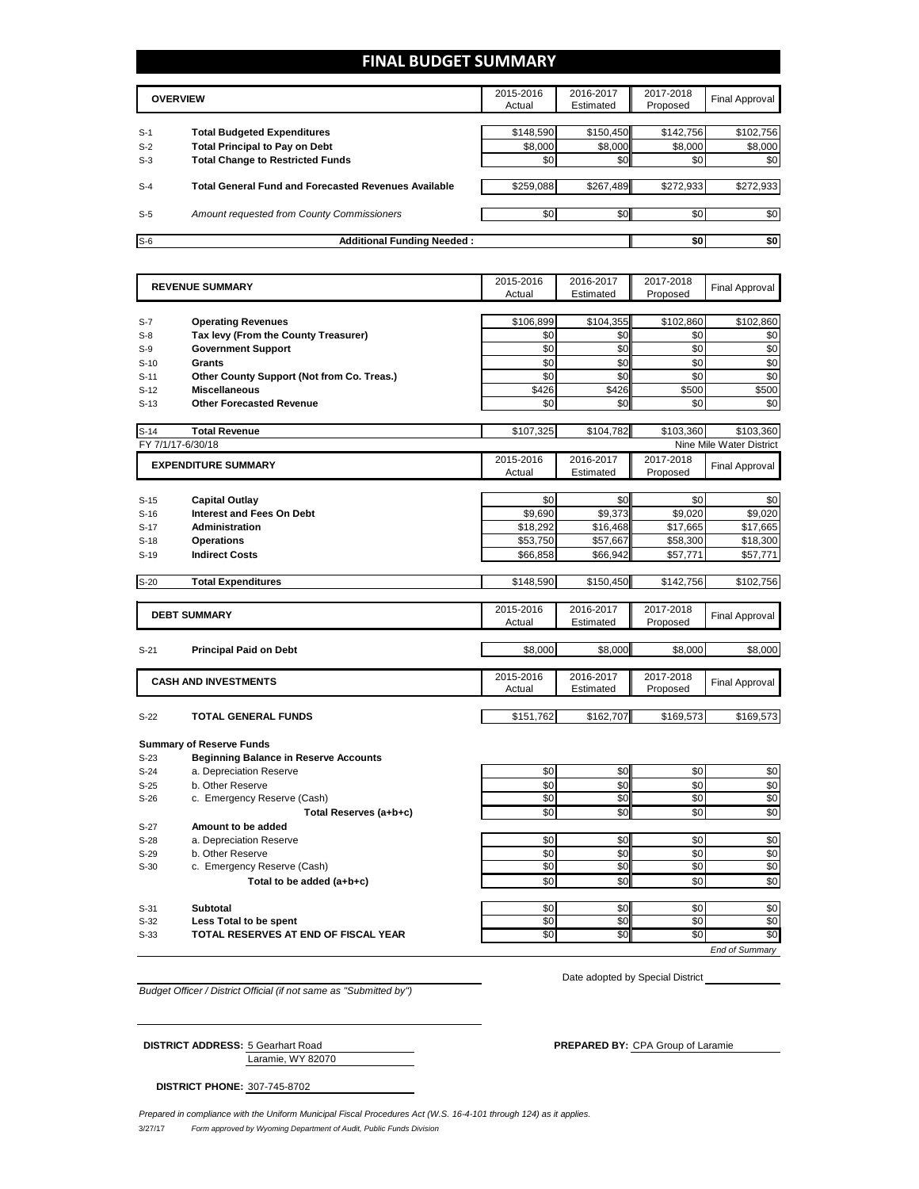# FINAL BUDGET SUMMARY

| | OVERVIEW | 2015-2016 Actual | 2016-2017 Estimated | 2017-2018 Proposed | Final Approval |
|---|---|---|---|---|---|
| S-1 | **Total Budgeted Expenditures** | $148,590 | $150,450 | $142,756 | $102,756 |
| S-2 | **Total Principal to Pay on Debt** | $8,000 | $8,000 | $8,000 | $8,000 |
| S-3 | **Total Change to Restricted Funds** | $0 | $0 | $0 | $0 |
| S-4 | **Total General Fund and Forecasted Revenues Available** | $259,088 | $267,489 | $272,933 | $272,933 |
| S-5 | *Amount requested from County Commissioners* | $0 | $0 | $0 | $0 |
| S-6 | **Additional Funding Needed :** | | | **$0** | **$0** |

| | REVENUE SUMMARY | 2015-2016 Actual | 2016-2017 Estimated | 2017-2018 Proposed | Final Approval |
|---|---|---|---|---|---|
| S-7 | **Operating Revenues** | $106,899 | $104,355 | $102,860 | $102,860 |
| S-8 | **Tax levy (From the County Treasurer)** | $0 | $0 | $0 | $0 |
| S-9 | **Government Support** | $0 | $0 | $0 | $0 |
| S-10 | **Grants** | $0 | $0 | $0 | $0 |
| S-11 | **Other County Support (Not from Co. Treas.)** | $0 | $0 | $0 | $0 |
| S-12 | **Miscellaneous** | $426 | $426 | $500 | $500 |
| S-13 | **Other Forecasted Revenue** | $0 | $0 | $0 | $0 |
| S-14 | **Total Revenue** | $107,325 | $104,782 | $103,360 | $103,360 |

FY 7/1/17-6/30/18 — Nine Mile Water District

| | EXPENDITURE SUMMARY | 2015-2016 Actual | 2016-2017 Estimated | 2017-2018 Proposed | Final Approval |
|---|---|---|---|---|---|
| S-15 | **Capital Outlay** | $0 | $0 | $0 | $0 |
| S-16 | **Interest and Fees On Debt** | $9,690 | $9,373 | $9,020 | $9,020 |
| S-17 | **Administration** | $18,292 | $16,468 | $17,665 | $17,665 |
| S-18 | **Operations** | $53,750 | $57,667 | $58,300 | $18,300 |
| S-19 | **Indirect Costs** | $66,858 | $66,942 | $57,771 | $57,771 |
| S-20 | **Total Expenditures** | $148,590 | $150,450 | $142,756 | $102,756 |

| | DEBT SUMMARY | 2015-2016 Actual | 2016-2017 Estimated | 2017-2018 Proposed | Final Approval |
|---|---|---|---|---|---|
| S-21 | **Principal Paid on Debt** | $8,000 | $8,000 | $8,000 | $8,000 |

| | CASH AND INVESTMENTS | 2015-2016 Actual | 2016-2017 Estimated | 2017-2018 Proposed | Final Approval |
|---|---|---|---|---|---|
| S-22 | **TOTAL GENERAL FUNDS** | $151,762 | $162,707 | $169,573 | $169,573 |

**Summary of Reserve Funds**

| | | 2015-2016 Actual | 2016-2017 Estimated | 2017-2018 Proposed | Final Approval |
|---|---|---|---|---|---|
| S-23 | **Beginning Balance in Reserve Accounts** | | | | |
| S-24 | a. Depreciation Reserve | $0 | $0 | $0 | $0 |
| S-25 | b. Other Reserve | $0 | $0 | $0 | $0 |
| S-26 | c. Emergency Reserve (Cash) | $0 | $0 | $0 | $0 |
| | **Total Reserves (a+b+c)** | $0 | $0 | $0 | $0 |
| S-27 | **Amount to be added** | | | | |
| S-28 | a. Depreciation Reserve | $0 | $0 | $0 | $0 |
| S-29 | b. Other Reserve | $0 | $0 | $0 | $0 |
| S-30 | c. Emergency Reserve (Cash) | $0 | $0 | $0 | $0 |
| | **Total to be added (a+b+c)** | $0 | $0 | $0 | $0 |
| S-31 | **Subtotal** | $0 | $0 | $0 | $0 |
| S-32 | **Less Total to be spent** | $0 | $0 | $0 | $0 |
| S-33 | **TOTAL RESERVES AT END OF FISCAL YEAR** | $0 | $0 | $0 | $0 |

*End of Summary*

*Budget Officer / District Official (if not same as "Submitted by")*

Date adopted by Special District

**DISTRICT ADDRESS:** 5 Gearhart Road
Laramie, WY 82070

**PREPARED BY:** CPA Group of Laramie

**DISTRICT PHONE:** 307-745-8702

*Prepared in compliance with the Uniform Municipal Fiscal Procedures Act (W.S. 16-4-101 through 124) as it applies.*

3/27/17 *Form approved by Wyoming Department of Audit, Public Funds Division*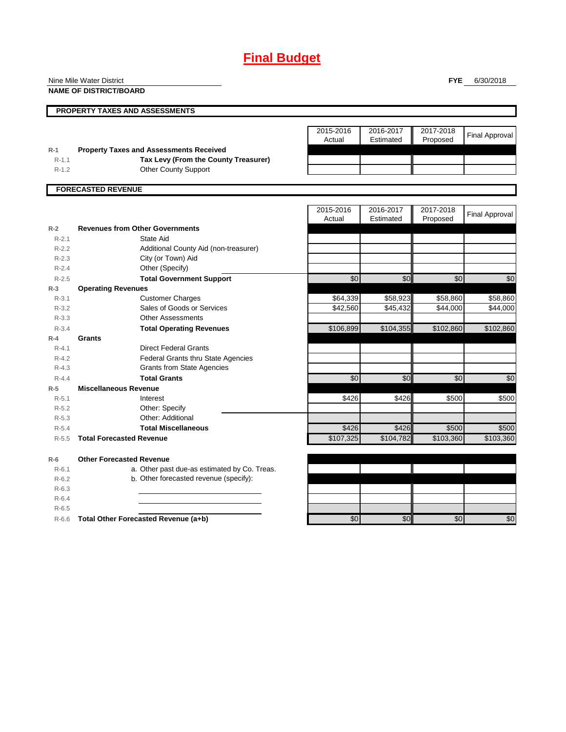# Final Budget

Nine Mile Water District

**NAME OF DISTRICT/BOARD**

**FYE** 6/30/2018

## PROPERTY TAXES AND ASSESSMENTS

| | | 2015-2016 Actual | 2016-2017 Estimated | 2017-2018 Proposed | Final Approval |
|---|---|---|---|---|---|
| R-1 | **Property Taxes and Assessments Received** | | | | |
| R-1.1 | **Tax Levy (From the County Treasurer)** | | | | |
| R-1.2 | Other County Support | | | | |

## FORECASTED REVENUE

| | | 2015-2016 Actual | 2016-2017 Estimated | 2017-2018 Proposed | Final Approval |
|---|---|---|---|---|---|
| R-2 | **Revenues from Other Governments** | | | | |
| R-2.1 | State Aid | | | | |
| R-2.2 | Additional County Aid (non-treasurer) | | | | |
| R-2.3 | City (or Town) Aid | | | | |
| R-2.4 | Other (Specify) | | | | |
| R-2.5 | **Total Government Support** | $0 | $0 | $0 | $0 |
| R-3 | **Operating Revenues** | | | | |
| R-3.1 | Customer Charges | $64,339 | $58,923 | $58,860 | $58,860 |
| R-3.2 | Sales of Goods or Services | $42,560 | $45,432 | $44,000 | $44,000 |
| R-3.3 | Other Assessments | | | | |
| R-3.4 | **Total Operating Revenues** | $106,899 | $104,355 | $102,860 | $102,860 |
| R-4 | **Grants** | | | | |
| R-4.1 | Direct Federal Grants | | | | |
| R-4.2 | Federal Grants thru State Agencies | | | | |
| R-4.3 | Grants from State Agencies | | | | |
| R-4.4 | **Total Grants** | $0 | $0 | $0 | $0 |
| R-5 | **Miscellaneous Revenue** | | | | |
| R-5.1 | Interest | $426 | $426 | $500 | $500 |
| R-5.2 | Other: Specify | | | | |
| R-5.3 | Other: Additional | | | | |
| R-5.4 | **Total Miscellaneous** | $426 | $426 | $500 | $500 |
| R-5.5 | **Total Forecasted Revenue** | $107,325 | $104,782 | $103,360 | $103,360 |
| R-6 | **Other Forecasted Revenue** | | | | |
| R-6.1 | a. Other past due-as estimated by Co. Treas. | | | | |
| R-6.2 | b. Other forecasted revenue (specify): | | | | |
| R-6.3 | | | | | |
| R-6.4 | | | | | |
| R-6.5 | | | | | |
| R-6.6 | **Total Other Forecasted Revenue (a+b)** | $0 | $0 | $0 | $0 |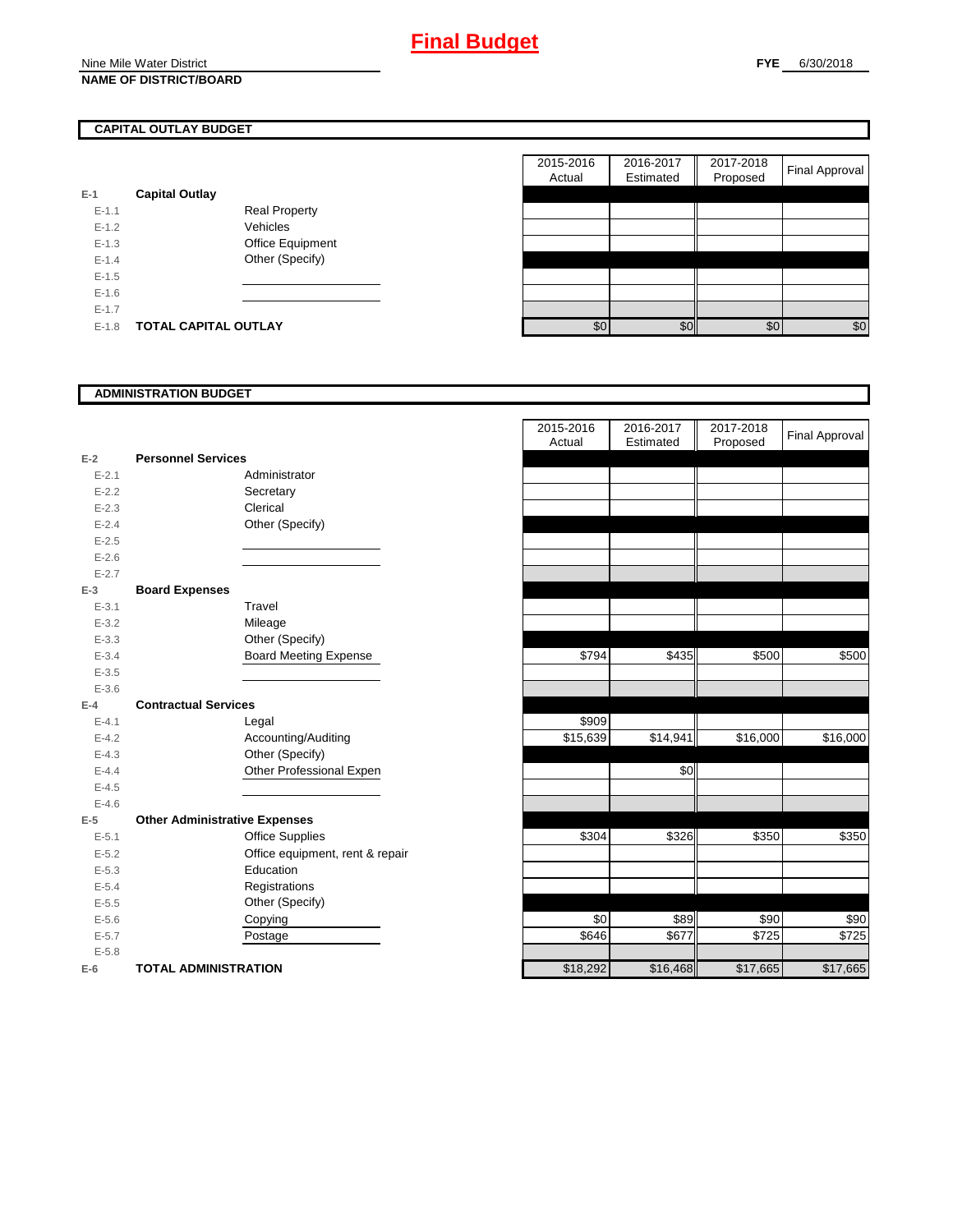# Final Budget

Nine Mile Water District
**NAME OF DISTRICT/BOARD**

**FYE** 6/30/2018

## CAPITAL OUTLAY BUDGET

| | | | 2015-2016 Actual | 2016-2017 Estimated | 2017-2018 Proposed | Final Approval |
|---|---|---|---|---|---|---|
| E-1 | **Capital Outlay** | | | | | |
| E-1.1 | | Real Property | | | | |
| E-1.2 | | Vehicles | | | | |
| E-1.3 | | Office Equipment | | | | |
| E-1.4 | | Other (Specify) | | | | |
| E-1.5 | | | | | | |
| E-1.6 | | | | | | |
| E-1.7 | | | | | | |
| E-1.8 | **TOTAL CAPITAL OUTLAY** | | $0 | $0 | $0 | $0 |

## ADMINISTRATION BUDGET

| | | | 2015-2016 Actual | 2016-2017 Estimated | 2017-2018 Proposed | Final Approval |
|---|---|---|---|---|---|---|
| E-2 | **Personnel Services** | | | | | |
| E-2.1 | | Administrator | | | | |
| E-2.2 | | Secretary | | | | |
| E-2.3 | | Clerical | | | | |
| E-2.4 | | Other (Specify) | | | | |
| E-2.5 | | | | | | |
| E-2.6 | | | | | | |
| E-2.7 | | | | | | |
| E-3 | **Board Expenses** | | | | | |
| E-3.1 | | Travel | | | | |
| E-3.2 | | Mileage | | | | |
| E-3.3 | | Other (Specify) | | | | |
| E-3.4 | | Board Meeting Expense | $794 | $435 | $500 | $500 |
| E-3.5 | | | | | | |
| E-3.6 | | | | | | |
| E-4 | **Contractual Services** | | | | | |
| E-4.1 | | Legal | $909 | | | |
| E-4.2 | | Accounting/Auditing | $15,639 | $14,941 | $16,000 | $16,000 |
| E-4.3 | | Other (Specify) | | | | |
| E-4.4 | | Other Professional Expen | | $0 | | |
| E-4.5 | | | | | | |
| E-4.6 | | | | | | |
| E-5 | **Other Administrative Expenses** | | | | | |
| E-5.1 | | Office Supplies | $304 | $326 | $350 | $350 |
| E-5.2 | | Office equipment, rent & repair | | | | |
| E-5.3 | | Education | | | | |
| E-5.4 | | Registrations | | | | |
| E-5.5 | | Other (Specify) | | | | |
| E-5.6 | | Copying | $0 | $89 | $90 | $90 |
| E-5.7 | | Postage | $646 | $677 | $725 | $725 |
| E-5.8 | | | | | | |
| E-6 | **TOTAL ADMINISTRATION** | | $18,292 | $16,468 | $17,665 | $17,665 |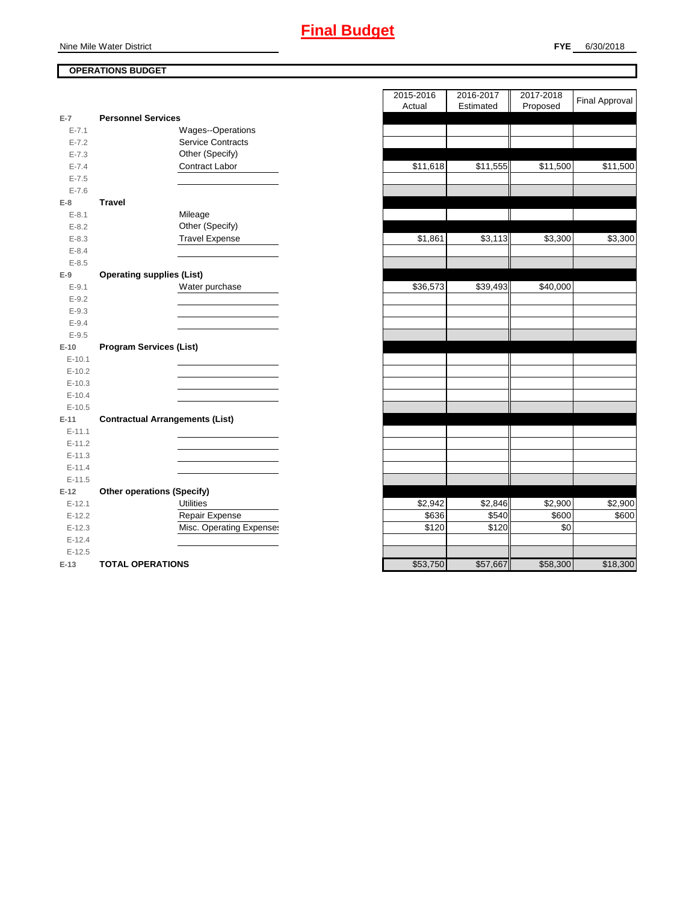# Final Budget

Nine Mile Water District

**FYE** 6/30/2018

**OPERATIONS BUDGET**

| | | | 2015-2016 Actual | 2016-2017 Estimated | 2017-2018 Proposed | Final Approval |
|---|---|---|---|---|---|---|
| E-7 | **Personnel Services** | | | | | |
| E-7.1 | | Wages--Operations | | | | |
| E-7.2 | | Service Contracts | | | | |
| E-7.3 | | Other (Specify) | | | | |
| E-7.4 | | Contract Labor | $11,618 | $11,555 | $11,500 | $11,500 |
| E-7.5 | | | | | | |
| E-7.6 | | | | | | |
| E-8 | **Travel** | | | | | |
| E-8.1 | | Mileage | | | | |
| E-8.2 | | Other (Specify) | | | | |
| E-8.3 | | Travel Expense | $1,861 | $3,113 | $3,300 | $3,300 |
| E-8.4 | | | | | | |
| E-8.5 | | | | | | |
| E-9 | **Operating supplies (List)** | | | | | |
| E-9.1 | | Water purchase | $36,573 | $39,493 | $40,000 | |
| E-9.2 | | | | | | |
| E-9.3 | | | | | | |
| E-9.4 | | | | | | |
| E-9.5 | | | | | | |
| E-10 | **Program Services (List)** | | | | | |
| E-10.1 | | | | | | |
| E-10.2 | | | | | | |
| E-10.3 | | | | | | |
| E-10.4 | | | | | | |
| E-10.5 | | | | | | |
| E-11 | **Contractual Arrangements (List)** | | | | | |
| E-11.1 | | | | | | |
| E-11.2 | | | | | | |
| E-11.3 | | | | | | |
| E-11.4 | | | | | | |
| E-11.5 | | | | | | |
| E-12 | **Other operations (Specify)** | | | | | |
| E-12.1 | | Utilities | $2,942 | $2,846 | $2,900 | $2,900 |
| E-12.2 | | Repair Expense | $636 | $540 | $600 | $600 |
| E-12.3 | | Misc. Operating Expenses | $120 | $120 | $0 | |
| E-12.4 | | | | | | |
| E-12.5 | | | | | | |
| E-13 | **TOTAL OPERATIONS** | | $53,750 | $57,667 | $58,300 | $18,300 |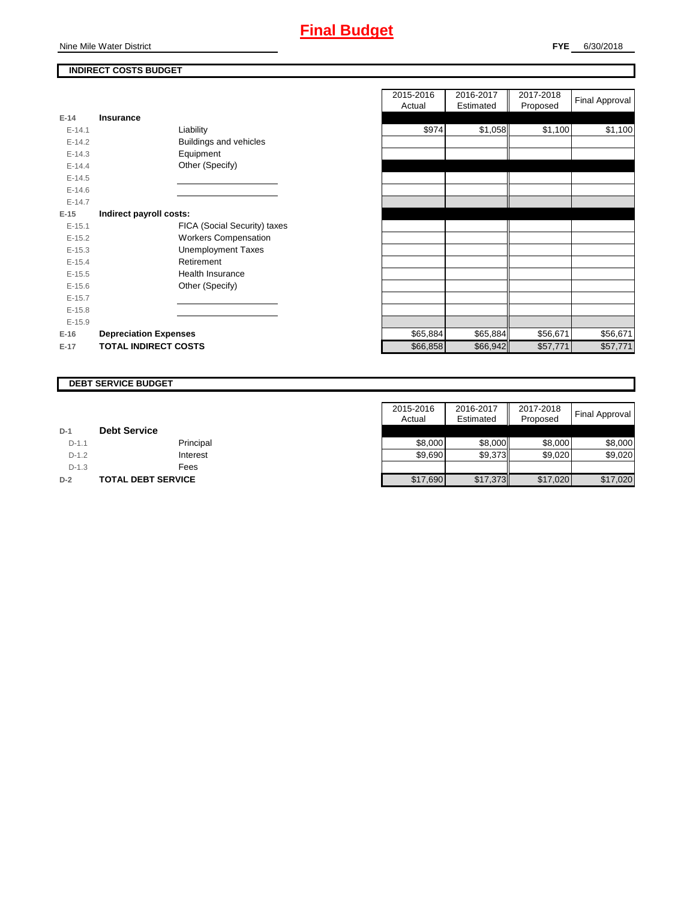# Final Budget

Nine Mile Water District

**FYE** 6/30/2018

## INDIRECT COSTS BUDGET

| | | | 2015-2016 Actual | 2016-2017 Estimated | 2017-2018 Proposed | Final Approval |
|---|---|---|---|---|---|---|
| E-14 | **Insurance** | | | | | |
| E-14.1 | | Liability | $974 | $1,058 | $1,100 | $1,100 |
| E-14.2 | | Buildings and vehicles | | | | |
| E-14.3 | | Equipment | | | | |
| E-14.4 | | Other (Specify) | | | | |
| E-14.5 | | | | | | |
| E-14.6 | | | | | | |
| E-14.7 | | | | | | |
| E-15 | **Indirect payroll costs:** | | | | | |
| E-15.1 | | FICA (Social Security) taxes | | | | |
| E-15.2 | | Workers Compensation | | | | |
| E-15.3 | | Unemployment Taxes | | | | |
| E-15.4 | | Retirement | | | | |
| E-15.5 | | Health Insurance | | | | |
| E-15.6 | | Other (Specify) | | | | |
| E-15.7 | | | | | | |
| E-15.8 | | | | | | |
| E-15.9 | | | | | | |
| E-16 | **Depreciation Expenses** | | $65,884 | $65,884 | $56,671 | $56,671 |
| E-17 | **TOTAL INDIRECT COSTS** | | $66,858 | $66,942 | $57,771 | $57,771 |

## DEBT SERVICE BUDGET

| | | | 2015-2016 Actual | 2016-2017 Estimated | 2017-2018 Proposed | Final Approval |
|---|---|---|---|---|---|---|
| D-1 | **Debt Service** | | | | | |
| D-1.1 | | Principal | $8,000 | $8,000 | $8,000 | $8,000 |
| D-1.2 | | Interest | $9,690 | $9,373 | $9,020 | $9,020 |
| D-1.3 | | Fees | | | | |
| D-2 | **TOTAL DEBT SERVICE** | | $17,690 | $17,373 | $17,020 | $17,020 |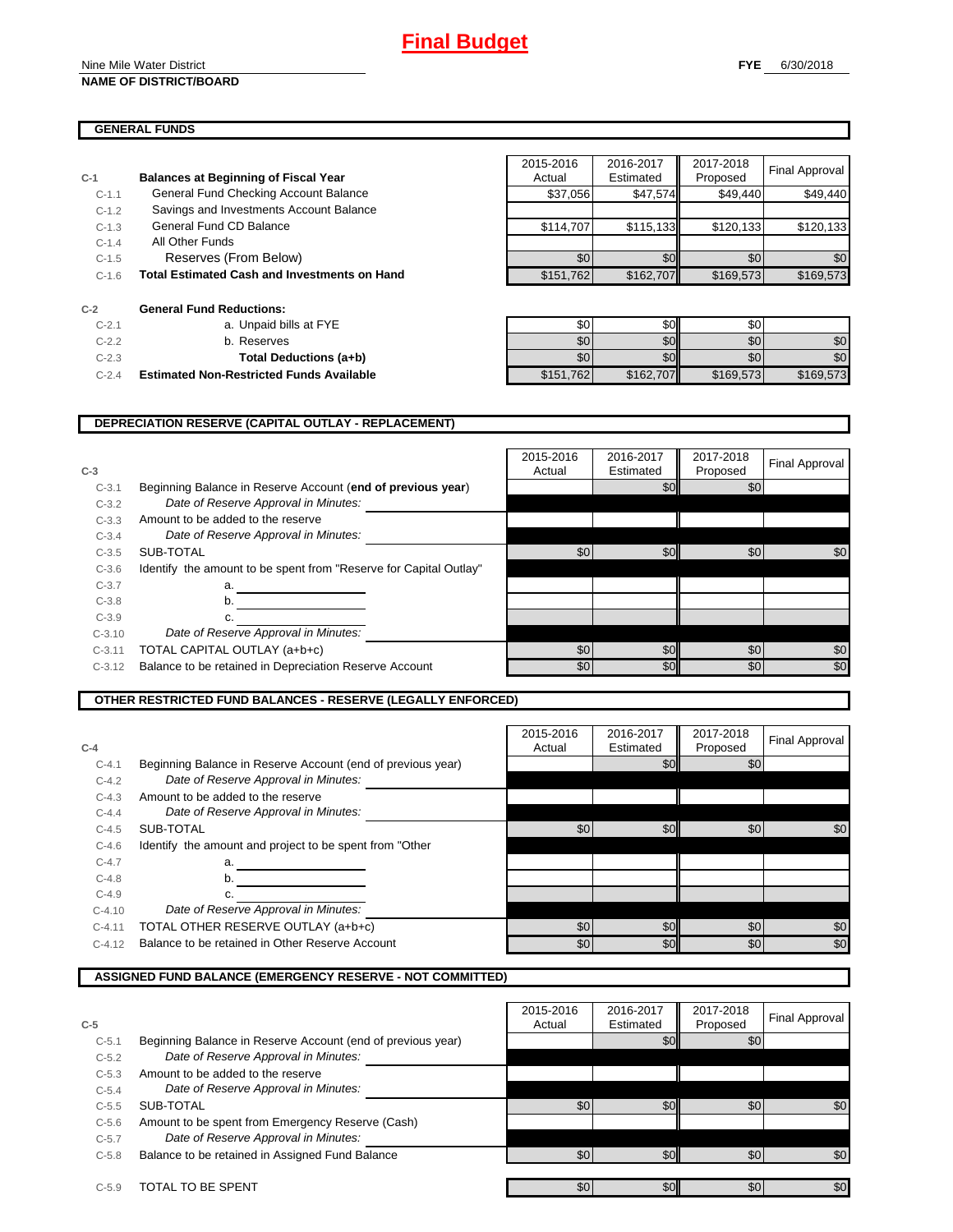# Final Budget

Nine Mile Water District
**NAME OF DISTRICT/BOARD**

**FYE** 6/30/2018

## GENERAL FUNDS

| | | 2015-2016 Actual | 2016-2017 Estimated | 2017-2018 Proposed | Final Approval |
|---|---|---|---|---|---|
| C-1 | **Balances at Beginning of Fiscal Year** | | | | |
| C-1.1 | General Fund Checking Account Balance | $37,056 | $47,574 | $49,440 | $49,440 |
| C-1.2 | Savings and Investments Account Balance | | | | |
| C-1.3 | General Fund CD Balance | $114,707 | $115,133 | $120,133 | $120,133 |
| C-1.4 | All Other Funds | | | | |
| C-1.5 | Reserves (From Below) | $0 | $0 | $0 | $0 |
| C-1.6 | **Total Estimated Cash and Investments on Hand** | $151,762 | $162,707 | $169,573 | $169,573 |
| C-2 | **General Fund Reductions:** | | | | |
| C-2.1 | a. Unpaid bills at FYE | $0 | $0 | $0 | |
| C-2.2 | b. Reserves | $0 | $0 | $0 | $0 |
| C-2.3 | **Total Deductions (a+b)** | $0 | $0 | $0 | $0 |
| C-2.4 | **Estimated Non-Restricted Funds Available** | $151,762 | $162,707 | $169,573 | $169,573 |

## DEPRECIATION RESERVE (CAPITAL OUTLAY - REPLACEMENT)

| C-3 | | 2015-2016 Actual | 2016-2017 Estimated | 2017-2018 Proposed | Final Approval |
|---|---|---|---|---|---|
| C-3.1 | Beginning Balance in Reserve Account (**end of previous year**) | | $0 | $0 | |
| C-3.2 | *Date of Reserve Approval in Minutes:* | | | | |
| C-3.3 | Amount to be added to the reserve | | | | |
| C-3.4 | *Date of Reserve Approval in Minutes:* | | | | |
| C-3.5 | SUB-TOTAL | $0 | $0 | $0 | $0 |
| C-3.6 | Identify the amount to be spent from "Reserve for Capital Outlay" | | | | |
| C-3.7 | a. | | | | |
| C-3.8 | b. | | | | |
| C-3.9 | c. | | | | |
| C-3.10 | *Date of Reserve Approval in Minutes:* | | | | |
| C-3.11 | TOTAL CAPITAL OUTLAY (a+b+c) | $0 | $0 | $0 | $0 |
| C-3.12 | Balance to be retained in Depreciation Reserve Account | $0 | $0 | $0 | $0 |

## OTHER RESTRICTED FUND BALANCES - RESERVE (LEGALLY ENFORCED)

| C-4 | | 2015-2016 Actual | 2016-2017 Estimated | 2017-2018 Proposed | Final Approval |
|---|---|---|---|---|---|
| C-4.1 | Beginning Balance in Reserve Account (end of previous year) | | $0 | $0 | |
| C-4.2 | *Date of Reserve Approval in Minutes:* | | | | |
| C-4.3 | Amount to be added to the reserve | | | | |
| C-4.4 | *Date of Reserve Approval in Minutes:* | | | | |
| C-4.5 | SUB-TOTAL | $0 | $0 | $0 | $0 |
| C-4.6 | Identify the amount and project to be spent from "Other | | | | |
| C-4.7 | a. | | | | |
| C-4.8 | b. | | | | |
| C-4.9 | c. | | | | |
| C-4.10 | *Date of Reserve Approval in Minutes:* | | | | |
| C-4.11 | TOTAL OTHER RESERVE OUTLAY (a+b+c) | $0 | $0 | $0 | $0 |
| C-4.12 | Balance to be retained in Other Reserve Account | $0 | $0 | $0 | $0 |

## ASSIGNED FUND BALANCE (EMERGENCY RESERVE - NOT COMMITTED)

| C-5 | | 2015-2016 Actual | 2016-2017 Estimated | 2017-2018 Proposed | Final Approval |
|---|---|---|---|---|---|
| C-5.1 | Beginning Balance in Reserve Account (end of previous year) | | $0 | $0 | |
| C-5.2 | *Date of Reserve Approval in Minutes:* | | | | |
| C-5.3 | Amount to be added to the reserve | | | | |
| C-5.4 | *Date of Reserve Approval in Minutes:* | | | | |
| C-5.5 | SUB-TOTAL | $0 | $0 | $0 | $0 |
| C-5.6 | Amount to be spent from Emergency Reserve (Cash) | | | | |
| C-5.7 | *Date of Reserve Approval in Minutes:* | | | | |
| C-5.8 | Balance to be retained in Assigned Fund Balance | $0 | $0 | $0 | $0 |
| C-5.9 | TOTAL TO BE SPENT | $0 | $0 | $0 | $0 |